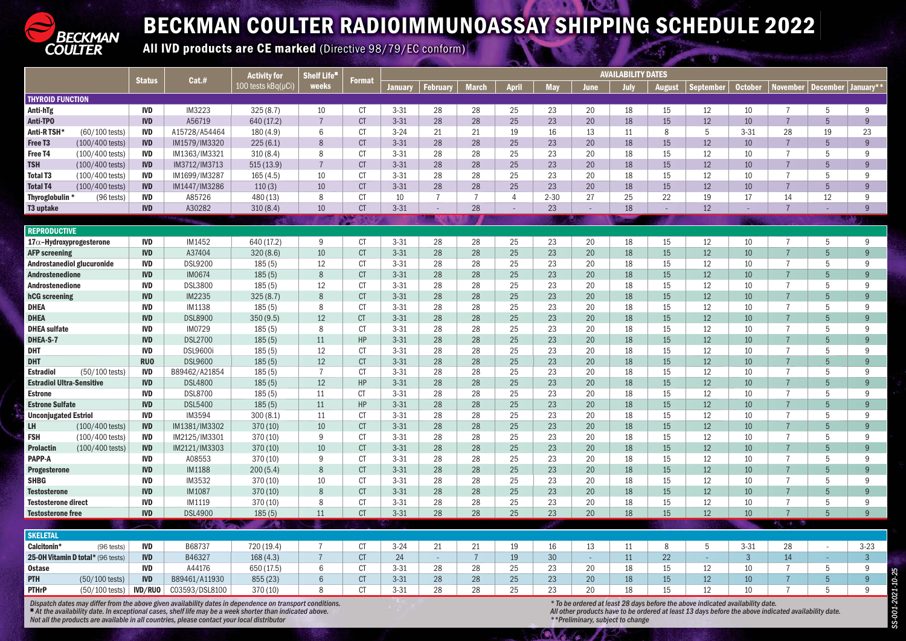# BECKMAN COULTER RADIOIMMUNOASSAY SHIPPING SCHEDULE 2022

**All IVD products are CE marked** (Directive 98/79/EC conform)

| | | Status | Cat.# | Activity for 100 tests kBq(µCi) | Shelf Life■ weeks | Format | AVAILABILITY DATES | | | | | | | | | | | | |
|---|---|---|---|---|---|---|---|---|---|---|---|---|---|---|---|---|---|---|---|
| | | | | | | | January | February | March | April | May | June | July | August | September | October | November | December | January** |
| **THYROID FUNCTION** | | | | | | | | | | | | | | | | | | | |
| **Anti-hTg** | | IVD | IM3223 | 325 (8.7) | 10 | CT | 3-31 | 28 | 28 | 25 | 23 | 20 | 18 | 15 | 12 | 10 | 7 | 5 | 9 |
| **Anti-TPO** | | IVD | A56719 | 640 (17.2) | 7 | CT | 3-31 | 28 | 28 | 25 | 23 | 20 | 18 | 15 | 12 | 10 | 7 | 5 | 9 |
| **Anti-R TSH*** | (60/100 tests) | IVD | A15728/A54464 | 180 (4.9) | 6 | CT | 3-24 | 21 | 21 | 19 | 16 | 13 | 11 | 8 | 5 | 3-31 | 28 | 19 | 23 |
| **Free T3** | (100/400 tests) | IVD | IM1579/IM3320 | 225 (6.1) | 8 | CT | 3-31 | 28 | 28 | 25 | 23 | 20 | 18 | 15 | 12 | 10 | 7 | 5 | 9 |
| **Free T4** | (100/400 tests) | IVD | IM1363/IM3321 | 310 (8.4) | 8 | CT | 3-31 | 28 | 28 | 25 | 23 | 20 | 18 | 15 | 12 | 10 | 7 | 5 | 9 |
| **TSH** | (100/400 tests) | IVD | IM3712/IM3713 | 515 (13.9) | 7 | CT | 3-31 | 28 | 28 | 25 | 23 | 20 | 18 | 15 | 12 | 10 | 7 | 5 | 9 |
| **Total T3** | (100/400 tests) | IVD | IM1699/IM3287 | 165 (4.5) | 10 | CT | 3-31 | 28 | 28 | 25 | 23 | 20 | 18 | 15 | 12 | 10 | 7 | 5 | 9 |
| **Total T4** | (100/400 tests) | IVD | IM1447/IM3286 | 110 (3) | 10 | CT | 3-31 | 28 | 28 | 25 | 23 | 20 | 18 | 15 | 12 | 10 | 7 | 5 | 9 |
| **Thyroglobulin *** | (96 tests) | IVD | A85726 | 480 (13) | 8 | CT | 10 | 7 | 7 | 4 | 2-30 | 27 | 25 | 22 | 19 | 17 | 14 | 12 | 9 |
| **T3 uptake** | | IVD | A30282 | 310 (8.4) | 10 | CT | 3-31 | - | 28 | - | 23 | - | 18 | - | 12 | - | 7 | - | 9 |
| **REPRODUCTIVE** | | | | | | | | | | | | | | | | | | | |
| **17α-Hydroxyprogesterone** | | IVD | IM1452 | 640 (17.2) | 9 | CT | 3-31 | 28 | 28 | 25 | 23 | 20 | 18 | 15 | 12 | 10 | 7 | 5 | 9 |
| **AFP screening** | | IVD | A37404 | 320 (8.6) | 10 | CT | 3-31 | 28 | 28 | 25 | 23 | 20 | 18 | 15 | 12 | 10 | 7 | 5 | 9 |
| **Androstanediol glucuronide** | | IVD | DSL9200 | 185 (5) | 12 | CT | 3-31 | 28 | 28 | 25 | 23 | 20 | 18 | 15 | 12 | 10 | 7 | 5 | 9 |
| **Androstenedione** | | IVD | IM0674 | 185 (5) | 8 | CT | 3-31 | 28 | 28 | 25 | 23 | 20 | 18 | 15 | 12 | 10 | 7 | 5 | 9 |
| **Androstenedione** | | IVD | DSL3800 | 185 (5) | 12 | CT | 3-31 | 28 | 28 | 25 | 23 | 20 | 18 | 15 | 12 | 10 | 7 | 5 | 9 |
| **hCG screening** | | IVD | IM2235 | 325 (8.7) | 8 | CT | 3-31 | 28 | 28 | 25 | 23 | 20 | 18 | 15 | 12 | 10 | 7 | 5 | 9 |
| **DHEA** | | IVD | IM1138 | 185 (5) | 8 | CT | 3-31 | 28 | 28 | 25 | 23 | 20 | 18 | 15 | 12 | 10 | 7 | 5 | 9 |
| **DHEA** | | IVD | DSL8900 | 350 (9.5) | 12 | CT | 3-31 | 28 | 28 | 25 | 23 | 20 | 18 | 15 | 12 | 10 | 7 | 5 | 9 |
| **DHEA sulfate** | | IVD | IM0729 | 185 (5) | 8 | CT | 3-31 | 28 | 28 | 25 | 23 | 20 | 18 | 15 | 12 | 10 | 7 | 5 | 9 |
| **DHEA-S-7** | | IVD | DSL2700 | 185 (5) | 11 | HP | 3-31 | 28 | 28 | 25 | 23 | 20 | 18 | 15 | 12 | 10 | 7 | 5 | 9 |
| **DHT** | | IVD | DSL9600i | 185 (5) | 12 | CT | 3-31 | 28 | 28 | 25 | 23 | 20 | 18 | 15 | 12 | 10 | 7 | 5 | 9 |
| **DHT** | | RUO | DSL9600 | 185 (5) | 12 | CT | 3-31 | 28 | 28 | 25 | 23 | 20 | 18 | 15 | 12 | 10 | 7 | 5 | 9 |
| **Estradiol** | (50/100 tests) | IVD | B89462/A21854 | 185 (5) | 7 | CT | 3-31 | 28 | 28 | 25 | 23 | 20 | 18 | 15 | 12 | 10 | 7 | 5 | 9 |
| **Estradiol Ultra-Sensitive** | | IVD | DSL4800 | 185 (5) | 12 | HP | 3-31 | 28 | 28 | 25 | 23 | 20 | 18 | 15 | 12 | 10 | 7 | 5 | 9 |
| **Estrone** | | IVD | DSL8700 | 185 (5) | 11 | CT | 3-31 | 28 | 28 | 25 | 23 | 20 | 18 | 15 | 12 | 10 | 7 | 5 | 9 |
| **Estrone Sulfate** | | IVD | DSL5400 | 185 (5) | 11 | HP | 3-31 | 28 | 28 | 25 | 23 | 20 | 18 | 15 | 12 | 10 | 7 | 5 | 9 |
| **Unconjugated Estriol** | | IVD | IM3594 | 300 (8.1) | 11 | CT | 3-31 | 28 | 28 | 25 | 23 | 20 | 18 | 15 | 12 | 10 | 7 | 5 | 9 |
| **LH** | (100/400 tests) | IVD | IM1381/IM3302 | 370 (10) | 10 | CT | 3-31 | 28 | 28 | 25 | 23 | 20 | 18 | 15 | 12 | 10 | 7 | 5 | 9 |
| **FSH** | (100/400 tests) | IVD | IM2125/IM3301 | 370 (10) | 9 | CT | 3-31 | 28 | 28 | 25 | 23 | 20 | 18 | 15 | 12 | 10 | 7 | 5 | 9 |
| **Prolactin** | (100/400 tests) | IVD | IM2121/IM3303 | 370 (10) | 10 | CT | 3-31 | 28 | 28 | 25 | 23 | 20 | 18 | 15 | 12 | 10 | 7 | 5 | 9 |
| **PAPP-A** | | IVD | A08553 | 370 (10) | 9 | CT | 3-31 | 28 | 28 | 25 | 23 | 20 | 18 | 15 | 12 | 10 | 7 | 5 | 9 |
| **Progesterone** | | IVD | IM1188 | 200 (5.4) | 8 | CT | 3-31 | 28 | 28 | 25 | 23 | 20 | 18 | 15 | 12 | 10 | 7 | 5 | 9 |
| **SHBG** | | IVD | IM3532 | 370 (10) | 10 | CT | 3-31 | 28 | 28 | 25 | 23 | 20 | 18 | 15 | 12 | 10 | 7 | 5 | 9 |
| **Testosterone** | | IVD | IM1087 | 370 (10) | 8 | CT | 3-31 | 28 | 28 | 25 | 23 | 20 | 18 | 15 | 12 | 10 | 7 | 5 | 9 |
| **Testosterone direct** | | IVD | IM1119 | 370 (10) | 8 | CT | 3-31 | 28 | 28 | 25 | 23 | 20 | 18 | 15 | 12 | 10 | 7 | 5 | 9 |
| **Testosterone free** | | IVD | DSL4900 | 185 (5) | 11 | CT | 3-31 | 28 | 28 | 25 | 23 | 20 | 18 | 15 | 12 | 10 | 7 | 5 | 9 |
| **SKELETAL** | | | | | | | | | | | | | | | | | | | |
| **Calcitonin*** | (96 tests) | IVD | B68737 | 720 (19.4) | 7 | CT | 3-24 | 21 | 21 | 19 | 16 | 13 | 11 | 8 | 5 | 3-31 | 28 | - | 3-23 |
| **25-OH Vitamin D total*** | (96 tests) | IVD | B46327 | 168 (4.3) | 7 | CT | 24 | - | 7 | 19 | 30 | - | 11 | 22 | - | 3 | 14 | - | 3 |
| **Ostase** | | IVD | A44176 | 650 (17.5) | 6 | CT | 3-31 | 28 | 28 | 25 | 23 | 20 | 18 | 15 | 12 | 10 | 7 | 5 | 9 |
| **PTH** | (50/100 tests) | IVD | B89461/A11930 | 855 (23) | 6 | CT | 3-31 | 28 | 28 | 25 | 23 | 20 | 18 | 15 | 12 | 10 | 7 | 5 | 9 |
| **PTHrP** | (50/100 tests) | IVD/RUO | C03593/DSL8100 | 370 (10) | 8 | CT | 3-31 | 28 | 28 | 25 | 23 | 20 | 18 | 15 | 12 | 10 | 7 | 5 | 9 |

*Dispatch dates may differ from the above given availability dates in dependence on transport conditions.*
*■ At the availability date. In exceptional cases, shelf life may be a week shorter than indicated above.*
*Not all the products are available in all countries, please contact your local distributor*

*\* To be ordered at least 28 days before the above indicated availability date.*
*All other products have to be ordered at least 13 days before the above indicated availability date.*
*\*\*Preliminary, subject to change*

SS-001-2021-10-25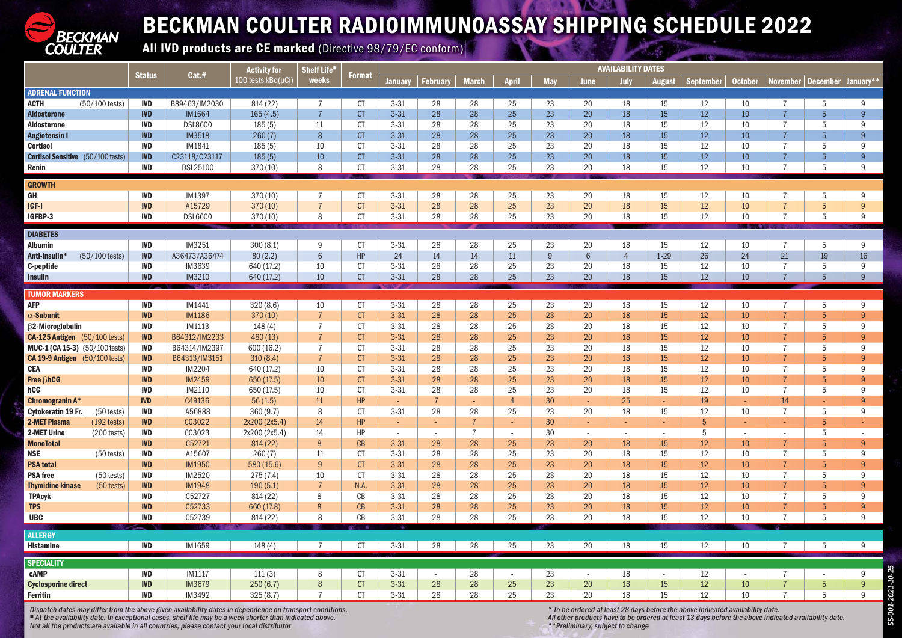# BECKMAN COULTER RADIOIMMUNOASSAY SHIPPING SCHEDULE 2022

**All IVD products are CE marked** (Directive 98/79/EC conform)

| | Status | Cat.# | Activity for 100 tests kBq(µCi) | Shelf Life■ weeks | Format | AVAILABILITY DATES | | | | | | | | | | | | |
|---|---|---|---|---|---|---|---|---|---|---|---|---|---|---|---|---|---|---|
| | | | | | | January | February | March | April | May | June | July | August | September | October | November | December | January** |
| **ADRENAL FUNCTION** | | | | | | | | | | | | | | | | | | |
| **ACTH** (50/100 tests) | **IVD** | B89463/IM2030 | 814 (22) | 7 | CT | 3-31 | 28 | 28 | 25 | 23 | 20 | 18 | 15 | 12 | 10 | 7 | 5 | 9 |
| **Aldosterone** | **IVD** | IM1664 | 165 (4.5) | 7 | CT | 3-31 | 28 | 28 | 25 | 23 | 20 | 18 | 15 | 12 | 10 | 7 | 5 | 9 |
| **Aldosterone** | **IVD** | DSL8600 | 185 (5) | 11 | CT | 3-31 | 28 | 28 | 25 | 23 | 20 | 18 | 15 | 12 | 10 | 7 | 5 | 9 |
| **Angiotensin I** | **IVD** | IM3518 | 260 (7) | 8 | CT | 3-31 | 28 | 28 | 25 | 23 | 20 | 18 | 15 | 12 | 10 | 7 | 5 | 9 |
| **Cortisol** | **IVD** | IM1841 | 185 (5) | 10 | CT | 3-31 | 28 | 28 | 25 | 23 | 20 | 18 | 15 | 12 | 10 | 7 | 5 | 9 |
| **Cortisol Sensitive** (50/100 tests) | **IVD** | C23118/C23117 | 185 (5) | 10 | CT | 3-31 | 28 | 28 | 25 | 23 | 20 | 18 | 15 | 12 | 10 | 7 | 5 | 9 |
| **Renin** | **IVD** | DSL25100 | 370 (10) | 8 | CT | 3-31 | 28 | 28 | 25 | 23 | 20 | 18 | 15 | 12 | 10 | 7 | 5 | 9 |
| **GROWTH** | | | | | | | | | | | | | | | | | | |
| **GH** | **IVD** | IM1397 | 370 (10) | 7 | CT | 3-31 | 28 | 28 | 25 | 23 | 20 | 18 | 15 | 12 | 10 | 7 | 5 | 9 |
| **IGF-I** | **IVD** | A15729 | 370 (10) | 7 | CT | 3-31 | 28 | 28 | 25 | 23 | 20 | 18 | 15 | 12 | 10 | 7 | 5 | 9 |
| **IGFBP-3** | **IVD** | DSL6600 | 370 (10) | 8 | CT | 3-31 | 28 | 28 | 25 | 23 | 20 | 18 | 15 | 12 | 10 | 7 | 5 | 9 |
| **DIABETES** | | | | | | | | | | | | | | | | | | |
| **Albumin** | **IVD** | IM3251 | 300 (8.1) | 9 | CT | 3-31 | 28 | 28 | 25 | 23 | 20 | 18 | 15 | 12 | 10 | 7 | 5 | 9 |
| **Anti-insulin*** (50/100 tests) | **IVD** | A36473/A36474 | 80 (2.2) | 6 | HP | 24 | 14 | 14 | 11 | 9 | 6 | 4 | 1-29 | 26 | 24 | 21 | 19 | 16 |
| **C-peptide** | **IVD** | IM3639 | 640 (17.2) | 10 | CT | 3-31 | 28 | 28 | 25 | 23 | 20 | 18 | 15 | 12 | 10 | 7 | 5 | 9 |
| **Insulin** | **IVD** | IM3210 | 640 (17.2) | 10 | CT | 3-31 | 28 | 28 | 25 | 23 | 20 | 18 | 15 | 12 | 10 | 7 | 5 | 9 |
| **TUMOR MARKERS** | | | | | | | | | | | | | | | | | | |
| **AFP** | **IVD** | IM1441 | 320 (8.6) | 10 | CT | 3-31 | 28 | 28 | 25 | 23 | 20 | 18 | 15 | 12 | 10 | 7 | 5 | 9 |
| **α-Subunit** | **IVD** | IM1186 | 370 (10) | 7 | CT | 3-31 | 28 | 28 | 25 | 23 | 20 | 18 | 15 | 12 | 10 | 7 | 5 | 9 |
| **β2-Microglobulin** | **IVD** | IM1113 | 148 (4) | 7 | CT | 3-31 | 28 | 28 | 25 | 23 | 20 | 18 | 15 | 12 | 10 | 7 | 5 | 9 |
| **CA-125 Antigen** (50/100 tests) | **IVD** | B64312/IM2233 | 480 (13) | 7 | CT | 3-31 | 28 | 28 | 25 | 23 | 20 | 18 | 15 | 12 | 10 | 7 | 5 | 9 |
| **MUC-1 (CA 15-3)** (50/100 tests) | **IVD** | B64314/IM2397 | 600 (16.2) | 7 | CT | 3-31 | 28 | 28 | 25 | 23 | 20 | 18 | 15 | 12 | 10 | 7 | 5 | 9 |
| **CA 19-9 Antigen** (50/100 tests) | **IVD** | B64313/IM3151 | 310 (8.4) | 7 | CT | 3-31 | 28 | 28 | 25 | 23 | 20 | 18 | 15 | 12 | 10 | 7 | 5 | 9 |
| **CEA** | **IVD** | IM2204 | 640 (17.2) | 10 | CT | 3-31 | 28 | 28 | 25 | 23 | 20 | 18 | 15 | 12 | 10 | 7 | 5 | 9 |
| **Free βhCG** | **IVD** | IM2459 | 650 (17.5) | 10 | CT | 3-31 | 28 | 28 | 25 | 23 | 20 | 18 | 15 | 12 | 10 | 7 | 5 | 9 |
| **hCG** | **IVD** | IM2110 | 650 (17.5) | 10 | CT | 3-31 | 28 | 28 | 25 | 23 | 20 | 18 | 15 | 12 | 10 | 7 | 5 | 9 |
| **Chromogranin A*** | **IVD** | C49136 | 56 (1.5) | 11 | HP | - | 7 | - | 4 | 30 | - | 25 | - | 19 | - | 14 | - | 9 |
| **Cytokeratin 19 Fr.** (50 tests) | **IVD** | A56888 | 360 (9.7) | 8 | CT | 3-31 | 28 | 28 | 25 | 23 | 20 | 18 | 15 | 12 | 10 | 7 | 5 | 9 |
| **2-MET Plasma** (192 tests) | **IVD** | C03022 | 2x200 (2x5.4) | 14 | HP | - | - | 7 | - | 30 | - | - | - | 5 | - | - | 5 | - |
| **2-MET Urine** (200 tests) | **IVD** | C03023 | 2x200 (2x5.4) | 14 | HP | - | - | 7 | - | 30 | - | - | - | 5 | - | - | 5 | - |
| **MonoTotal** | **IVD** | C52721 | 814 (22) | 8 | CB | 3-31 | 28 | 28 | 25 | 23 | 20 | 18 | 15 | 12 | 10 | 7 | 5 | 9 |
| **NSE** (50 tests) | **IVD** | A15607 | 260 (7) | 11 | CT | 3-31 | 28 | 28 | 25 | 23 | 20 | 18 | 15 | 12 | 10 | 7 | 5 | 9 |
| **PSA total** | **IVD** | IM1950 | 580 (15.6) | 9 | CT | 3-31 | 28 | 28 | 25 | 23 | 20 | 18 | 15 | 12 | 10 | 7 | 5 | 9 |
| **PSA free** (50 tests) | **IVD** | IM2520 | 275 (7.4) | 10 | CT | 3-31 | 28 | 28 | 25 | 23 | 20 | 18 | 15 | 12 | 10 | 7 | 5 | 9 |
| **Thymidine kinase** (50 tests) | **IVD** | IM1948 | 190 (5.1) | 7 | N.A. | 3-31 | 28 | 28 | 25 | 23 | 20 | 18 | 15 | 12 | 10 | 7 | 5 | 9 |
| **TPAcyk** | **IVD** | C52727 | 814 (22) | 8 | CB | 3-31 | 28 | 28 | 25 | 23 | 20 | 18 | 15 | 12 | 10 | 7 | 5 | 9 |
| **TPS** | **IVD** | C52733 | 660 (17.8) | 8 | CB | 3-31 | 28 | 28 | 25 | 23 | 20 | 18 | 15 | 12 | 10 | 7 | 5 | 9 |
| **UBC** | **IVD** | C52739 | 814 (22) | 8 | CB | 3-31 | 28 | 28 | 25 | 23 | 20 | 18 | 15 | 12 | 10 | 7 | 5 | 9 |
| **ALLERGY** | | | | | | | | | | | | | | | | | | |
| **Histamine** | **IVD** | IM1659 | 148 (4) | 7 | CT | 3-31 | 28 | 28 | 25 | 23 | 20 | 18 | 15 | 12 | 10 | 7 | 5 | 9 |
| **SPECIALITY** | | | | | | | | | | | | | | | | | | |
| **cAMP** | **IVD** | IM1117 | 111 (3) | 8 | CT | 3-31 | - | 28 | - | 23 | - | 18 | - | 12 | - | 7 | - | 9 |
| **Cyclosporine direct** | **IVD** | IM3679 | 250 (6.7) | 8 | CT | 3-31 | 28 | 28 | 25 | 23 | 20 | 18 | 15 | 12 | 10 | 7 | 5 | 9 |
| **Ferritin** | **IVD** | IM3492 | 325 (8.7) | 7 | CT | 3-31 | 28 | 28 | 25 | 23 | 20 | 18 | 15 | 12 | 10 | 7 | 5 | 9 |

*Dispatch dates may differ from the above given availability dates in dependence on transport conditions.*
*■ At the availability date. In exceptional cases, shelf life may be a week shorter than indicated above.*
*Not all the products are available in all countries, please contact your local distributor*

*\* To be ordered at least 28 days before the above indicated availability date.*
*All other products have to be ordered at least 13 days before the above indicated availability date.*
*\*\*Preliminary, subject to change*

SS-001-2021-10-25